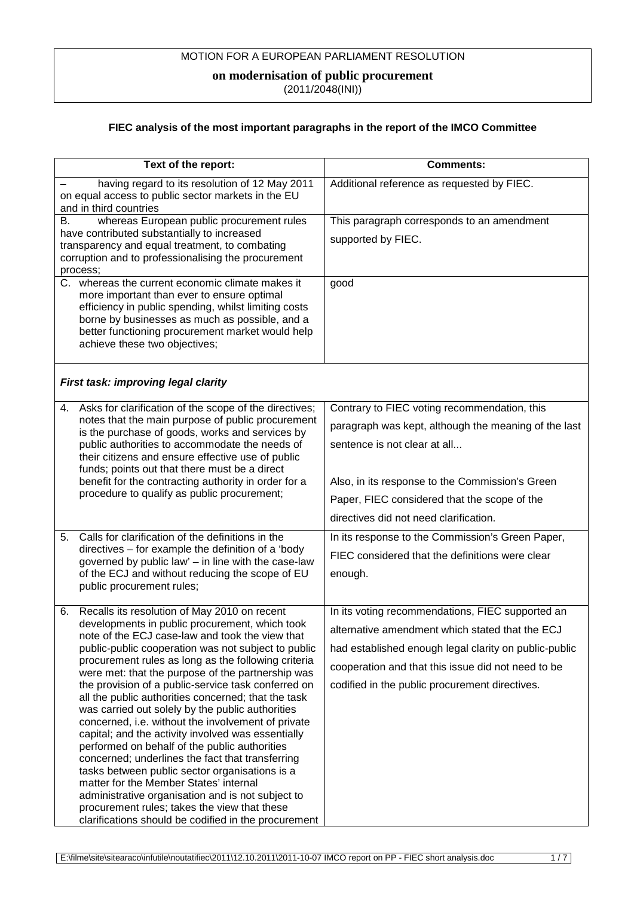MOTION FOR A EUROPEAN PARLIAMENT RESOLUTION

**on modernisation of public procurement**

(2011/2048(INI))

**FIEC analysis of the most important paragraphs in the report of the IMCO Committee**

| Text of the report: | Comments: |
|---|---|
| – having regard to its resolution of 12 May 2011 on equal access to public sector markets in the EU and in third countries | Additional reference as requested by FIEC. |
| B. whereas European public procurement rules have contributed substantially to increased transparency and equal treatment, to combating corruption and to professionalising the procurement process; | This paragraph corresponds to an amendment supported by FIEC. |
| C. whereas the current economic climate makes it more important than ever to ensure optimal efficiency in public spending, whilst limiting costs borne by businesses as much as possible, and a better functioning procurement market would help achieve these two objectives; | good |
| ***First task: improving legal clarity*** | |
| 4. Asks for clarification of the scope of the directives; notes that the main purpose of public procurement is the purchase of goods, works and services by public authorities to accommodate the needs of their citizens and ensure effective use of public funds; points out that there must be a direct benefit for the contracting authority in order for a procedure to qualify as public procurement; | Contrary to FIEC voting recommendation, this paragraph was kept, although the meaning of the last sentence is not clear at all...<br><br>Also, in its response to the Commission's Green Paper, FIEC considered that the scope of the directives did not need clarification. |
| 5. Calls for clarification of the definitions in the directives – for example the definition of a 'body governed by public law' – in line with the case-law of the ECJ and without reducing the scope of EU public procurement rules; | In its response to the Commission's Green Paper, FIEC considered that the definitions were clear enough. |
| 6. Recalls its resolution of May 2010 on recent developments in public procurement, which took note of the ECJ case-law and took the view that public-public cooperation was not subject to public procurement rules as long as the following criteria were met: that the purpose of the partnership was the provision of a public-service task conferred on all the public authorities concerned; that the task was carried out solely by the public authorities concerned, i.e. without the involvement of private capital; and the activity involved was essentially performed on behalf of the public authorities concerned; underlines the fact that transferring tasks between public sector organisations is a matter for the Member States' internal administrative organisation and is not subject to procurement rules; takes the view that these clarifications should be codified in the procurement | In its voting recommendations, FIEC supported an alternative amendment which stated that the ECJ had established enough legal clarity on public-public cooperation and that this issue did not need to be codified in the public procurement directives. |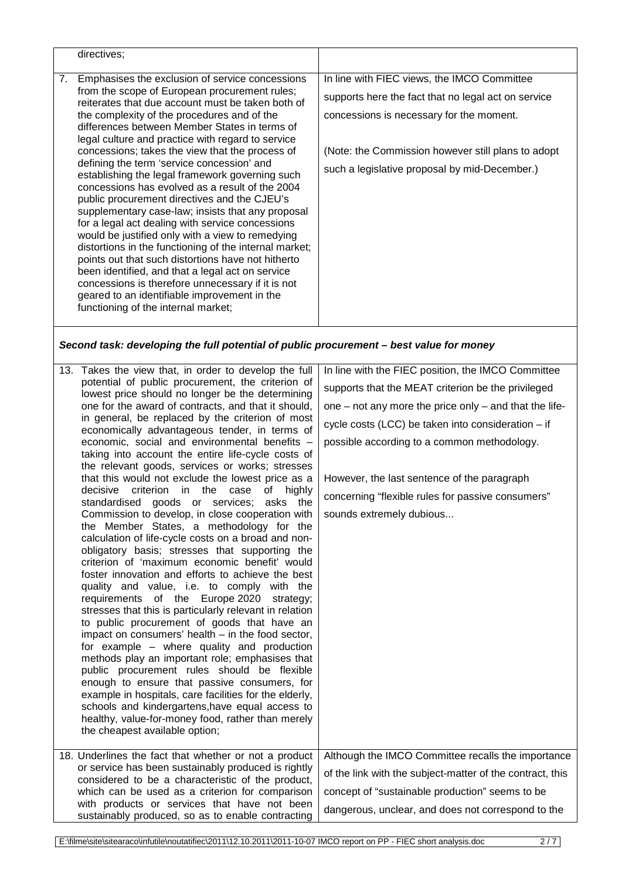| | |
|---|---|
| directives; | |
| 7. Emphasises the exclusion of service concessions from the scope of European procurement rules; reiterates that due account must be taken both of the complexity of the procedures and of the differences between Member States in terms of legal culture and practice with regard to service concessions; takes the view that the process of defining the term 'service concession' and establishing the legal framework governing such concessions has evolved as a result of the 2004 public procurement directives and the CJEU's supplementary case-law; insists that any proposal for a legal act dealing with service concessions would be justified only with a view to remedying distortions in the functioning of the internal market; points out that such distortions have not hitherto been identified, and that a legal act on service concessions is therefore unnecessary if it is not geared to an identifiable improvement in the functioning of the internal market; | In line with FIEC views, the IMCO Committee supports here the fact that no legal act on service concessions is necessary for the moment. (Note: the Commission however still plans to adopt such a legislative proposal by mid-December.) |

***Second task: developing the full potential of public procurement – best value for money***

| | |
|---|---|
| 13. Takes the view that, in order to develop the full potential of public procurement, the criterion of lowest price should no longer be the determining one for the award of contracts, and that it should, in general, be replaced by the criterion of most economically advantageous tender, in terms of economic, social and environmental benefits – taking into account the entire life-cycle costs of the relevant goods, services or works; stresses that this would not exclude the lowest price as a decisive criterion in the case of highly standardised goods or services; asks the Commission to develop, in close cooperation with the Member States, a methodology for the calculation of life-cycle costs on a broad and non-obligatory basis; stresses that supporting the criterion of 'maximum economic benefit' would foster innovation and efforts to achieve the best quality and value, i.e. to comply with the requirements of the Europe 2020 strategy; stresses that this is particularly relevant in relation to public procurement of goods that have an impact on consumers' health – in the food sector, for example – where quality and production methods play an important role; emphasises that public procurement rules should be flexible enough to ensure that passive consumers, for example in hospitals, care facilities for the elderly, schools and kindergartens,have equal access to healthy, value-for-money food, rather than merely the cheapest available option; | In line with the FIEC position, the IMCO Committee supports that the MEAT criterion be the privileged one – not any more the price only – and that the life-cycle costs (LCC) be taken into consideration – if possible according to a common methodology. However, the last sentence of the paragraph concerning "flexible rules for passive consumers" sounds extremely dubious... |
| 18. Underlines the fact that whether or not a product or service has been sustainably produced is rightly considered to be a characteristic of the product, which can be used as a criterion for comparison with products or services that have not been sustainably produced, so as to enable contracting | Although the IMCO Committee recalls the importance of the link with the subject-matter of the contract, this concept of "sustainable production" seems to be dangerous, unclear, and does not correspond to the |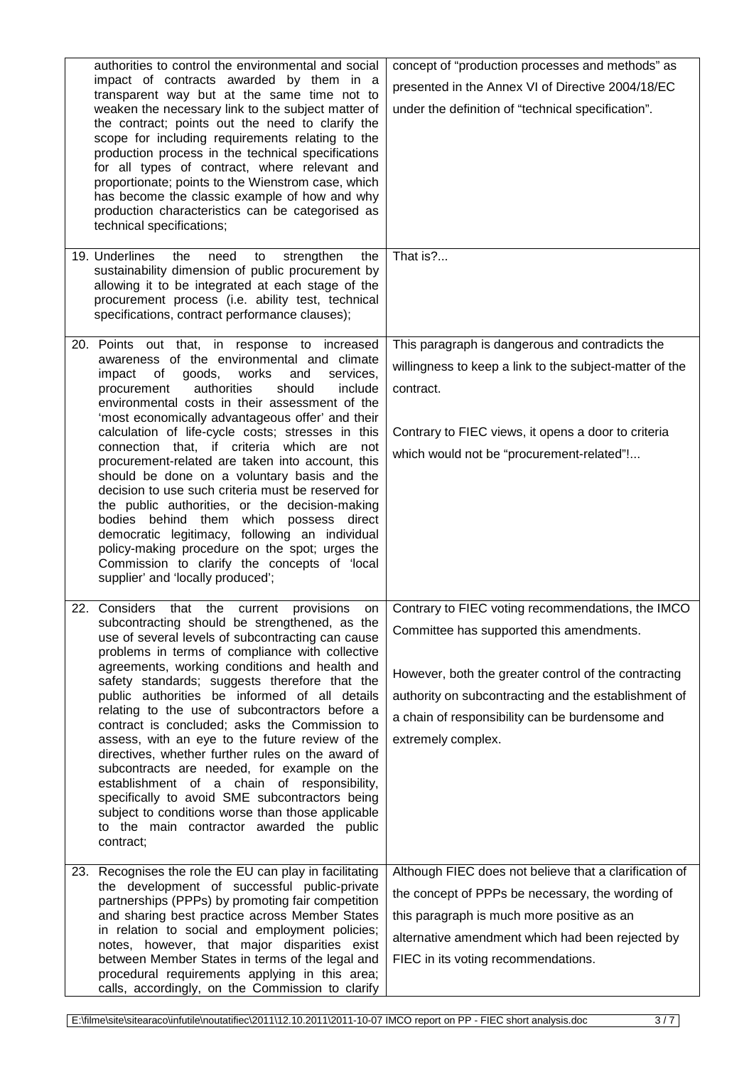| | |
|---|---|
| authorities to control the environmental and social impact of contracts awarded by them in a transparent way but at the same time not to weaken the necessary link to the subject matter of the contract; points out the need to clarify the scope for including requirements relating to the production process in the technical specifications for all types of contract, where relevant and proportionate; points to the Wienstrom case, which has become the classic example of how and why production characteristics can be categorised as technical specifications; | concept of "production processes and methods" as presented in the Annex VI of Directive 2004/18/EC under the definition of "technical specification". |
| 19. Underlines the need to strengthen the sustainability dimension of public procurement by allowing it to be integrated at each stage of the procurement process (i.e. ability test, technical specifications, contract performance clauses); | That is?... |
| 20. Points out that, in response to increased awareness of the environmental and climate impact of goods, works and services, procurement authorities should include environmental costs in their assessment of the 'most economically advantageous offer' and their calculation of life-cycle costs; stresses in this connection that, if criteria which are not procurement-related are taken into account, this should be done on a voluntary basis and the decision to use such criteria must be reserved for the public authorities, or the decision-making bodies behind them which possess direct democratic legitimacy, following an individual policy-making procedure on the spot; urges the Commission to clarify the concepts of 'local supplier' and 'locally produced'; | This paragraph is dangerous and contradicts the willingness to keep a link to the subject-matter of the contract.<br><br>Contrary to FIEC views, it opens a door to criteria which would not be "procurement-related"!... |
| 22. Considers that the current provisions on subcontracting should be strengthened, as the use of several levels of subcontracting can cause problems in terms of compliance with collective agreements, working conditions and health and safety standards; suggests therefore that the public authorities be informed of all details relating to the use of subcontractors before a contract is concluded; asks the Commission to assess, with an eye to the future review of the directives, whether further rules on the award of subcontracts are needed, for example on the establishment of a chain of responsibility, specifically to avoid SME subcontractors being subject to conditions worse than those applicable to the main contractor awarded the public contract; | Contrary to FIEC voting recommendations, the IMCO Committee has supported this amendments.<br><br>However, both the greater control of the contracting authority on subcontracting and the establishment of a chain of responsibility can be burdensome and extremely complex. |
| 23. Recognises the role the EU can play in facilitating the development of successful public-private partnerships (PPPs) by promoting fair competition and sharing best practice across Member States in relation to social and employment policies; notes, however, that major disparities exist between Member States in terms of the legal and procedural requirements applying in this area; calls, accordingly, on the Commission to clarify | Although FIEC does not believe that a clarification of the concept of PPPs be necessary, the wording of this paragraph is much more positive as an alternative amendment which had been rejected by FIEC in its voting recommendations. |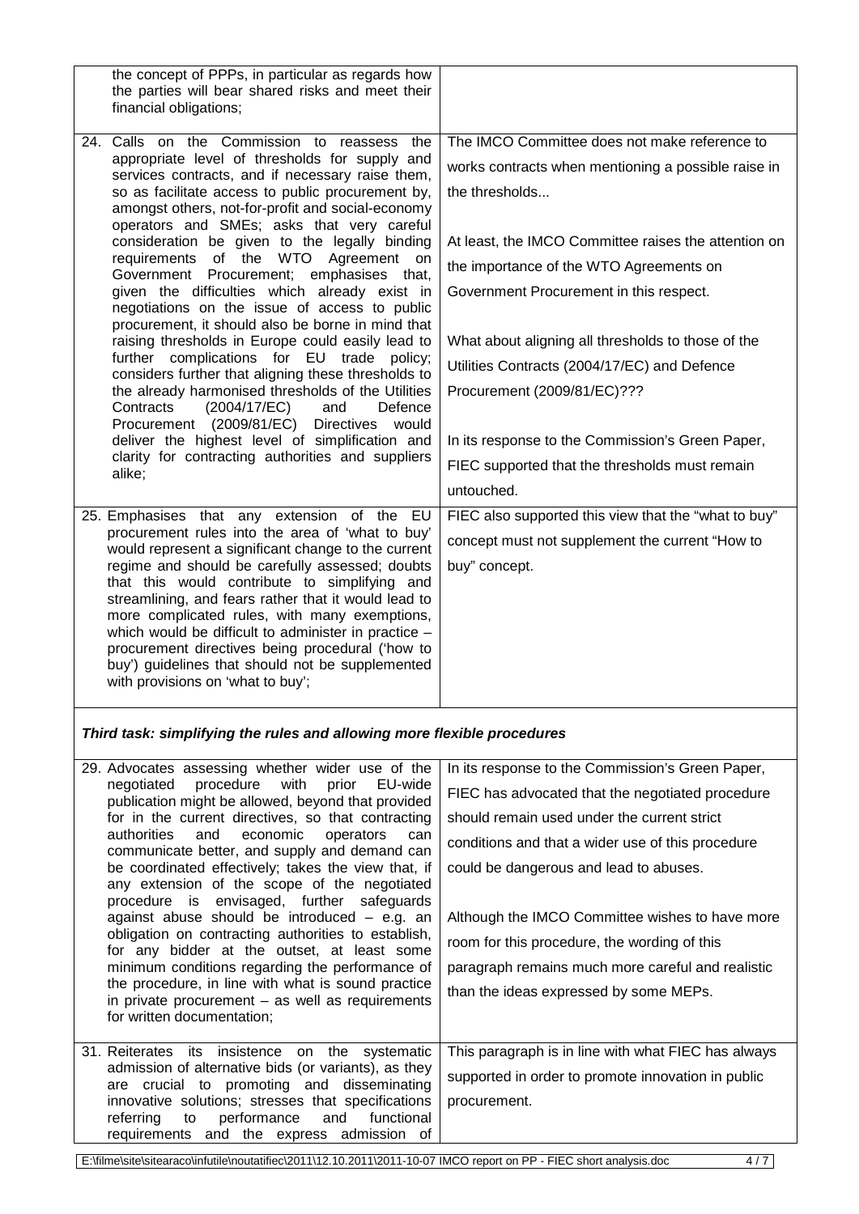| | |
|---|---|
| the concept of PPPs, in particular as regards how the parties will bear shared risks and meet their financial obligations; | |
| 24. Calls on the Commission to reassess the appropriate level of thresholds for supply and services contracts, and if necessary raise them, so as facilitate access to public procurement by, amongst others, not-for-profit and social-economy operators and SMEs; asks that very careful consideration be given to the legally binding requirements of the WTO Agreement on Government Procurement; emphasises that, given the difficulties which already exist in negotiations on the issue of access to public procurement, it should also be borne in mind that raising thresholds in Europe could easily lead to further complications for EU trade policy; considers further that aligning these thresholds to the already harmonised thresholds of the Utilities Contracts (2004/17/EC) and Defence Procurement (2009/81/EC) Directives would deliver the highest level of simplification and clarity for contracting authorities and suppliers alike; | The IMCO Committee does not make reference to works contracts when mentioning a possible raise in the thresholds...<br><br>At least, the IMCO Committee raises the attention on the importance of the WTO Agreements on Government Procurement in this respect.<br><br>What about aligning all thresholds to those of the Utilities Contracts (2004/17/EC) and Defence Procurement (2009/81/EC)???<br><br>In its response to the Commission's Green Paper, FIEC supported that the thresholds must remain untouched. |
| 25. Emphasises that any extension of the EU procurement rules into the area of 'what to buy' would represent a significant change to the current regime and should be carefully assessed; doubts that this would contribute to simplifying and streamlining, and fears rather that it would lead to more complicated rules, with many exemptions, which would be difficult to administer in practice – procurement directives being procedural ('how to buy') guidelines that should not be supplemented with provisions on 'what to buy'; | FIEC also supported this view that the "what to buy" concept must not supplement the current "How to buy" concept. |

***Third task: simplifying the rules and allowing more flexible procedures***

| | |
|---|---|
| 29. Advocates assessing whether wider use of the negotiated procedure with prior EU-wide publication might be allowed, beyond that provided for in the current directives, so that contracting authorities and economic operators can communicate better, and supply and demand can be coordinated effectively; takes the view that, if any extension of the scope of the negotiated procedure is envisaged, further safeguards against abuse should be introduced – e.g. an obligation on contracting authorities to establish, for any bidder at the outset, at least some minimum conditions regarding the performance of the procedure, in line with what is sound practice in private procurement – as well as requirements for written documentation; | In its response to the Commission's Green Paper, FIEC has advocated that the negotiated procedure should remain used under the current strict conditions and that a wider use of this procedure could be dangerous and lead to abuses.<br><br>Although the IMCO Committee wishes to have more room for this procedure, the wording of this paragraph remains much more careful and realistic than the ideas expressed by some MEPs. |
| 31. Reiterates its insistence on the systematic admission of alternative bids (or variants), as they are crucial to promoting and disseminating innovative solutions; stresses that specifications referring to performance and functional requirements and the express admission of | This paragraph is in line with what FIEC has always supported in order to promote innovation in public procurement. |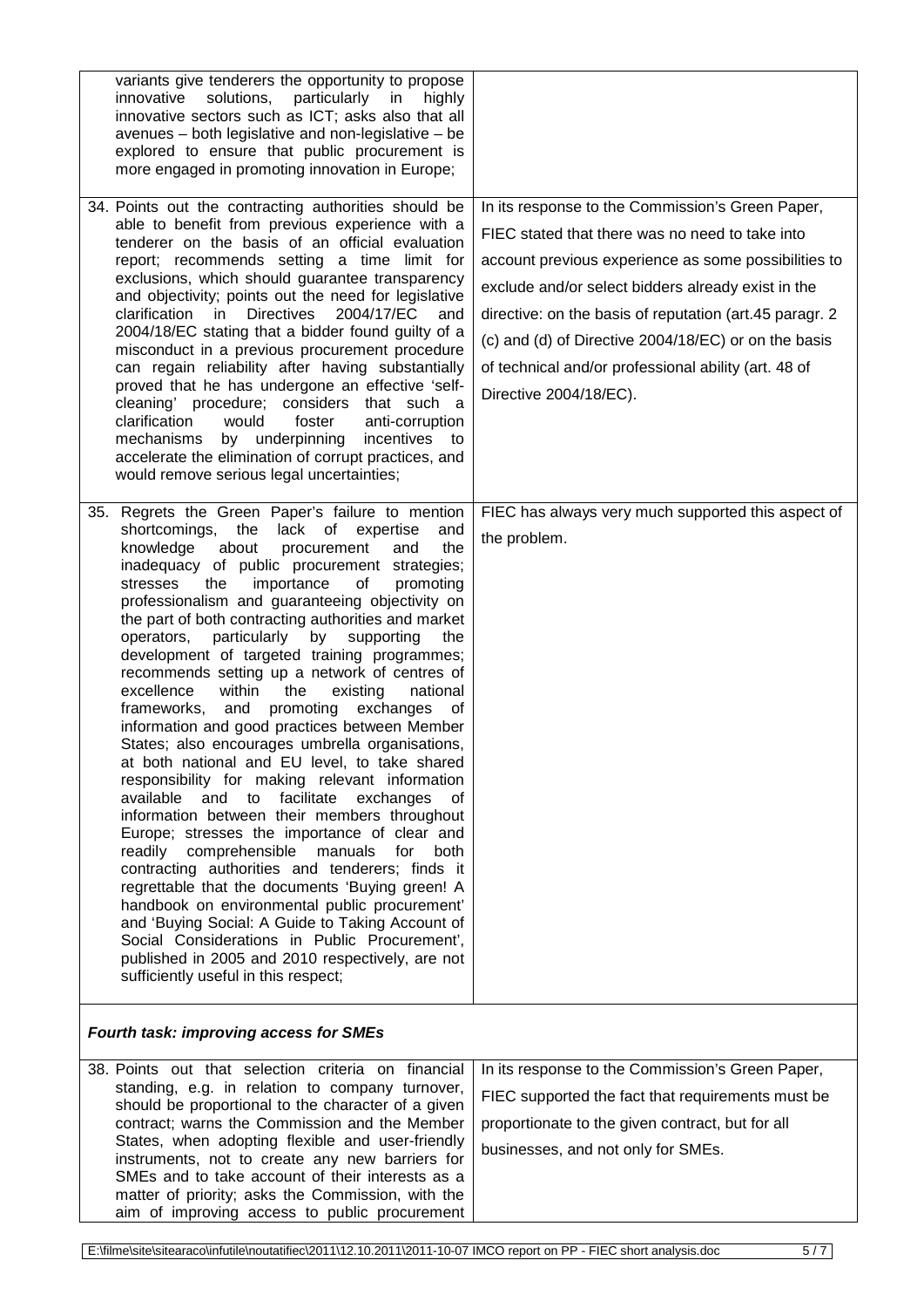| | |
|---|---|
| variants give tenderers the opportunity to propose innovative solutions, particularly in highly innovative sectors such as ICT; asks also that all avenues – both legislative and non-legislative – be explored to ensure that public procurement is more engaged in promoting innovation in Europe; | |
| 34. Points out the contracting authorities should be able to benefit from previous experience with a tenderer on the basis of an official evaluation report; recommends setting a time limit for exclusions, which should guarantee transparency and objectivity; points out the need for legislative clarification in Directives 2004/17/EC and 2004/18/EC stating that a bidder found guilty of a misconduct in a previous procurement procedure can regain reliability after having substantially proved that he has undergone an effective 'self-cleaning' procedure; considers that such a clarification would foster anti-corruption mechanisms by underpinning incentives to accelerate the elimination of corrupt practices, and would remove serious legal uncertainties; | In its response to the Commission's Green Paper, FIEC stated that there was no need to take into account previous experience as some possibilities to exclude and/or select bidders already exist in the directive: on the basis of reputation (art.45 paragr. 2 (c) and (d) of Directive 2004/18/EC) or on the basis of technical and/or professional ability (art. 48 of Directive 2004/18/EC). |
| 35. Regrets the Green Paper's failure to mention shortcomings, the lack of expertise and knowledge about procurement and the inadequacy of public procurement strategies; stresses the importance of promoting professionalism and guaranteeing objectivity on the part of both contracting authorities and market operators, particularly by supporting the development of targeted training programmes; recommends setting up a network of centres of excellence within the existing national frameworks, and promoting exchanges of information and good practices between Member States; also encourages umbrella organisations, at both national and EU level, to take shared responsibility for making relevant information available and to facilitate exchanges of information between their members throughout Europe; stresses the importance of clear and readily comprehensible manuals for both contracting authorities and tenderers; finds it regrettable that the documents 'Buying green! A handbook on environmental public procurement' and 'Buying Social: A Guide to Taking Account of Social Considerations in Public Procurement', published in 2005 and 2010 respectively, are not sufficiently useful in this respect; | FIEC has always very much supported this aspect of the problem. |
| ***Fourth task: improving access for SMEs*** | |
| 38. Points out that selection criteria on financial standing, e.g. in relation to company turnover, should be proportional to the character of a given contract; warns the Commission and the Member States, when adopting flexible and user-friendly instruments, not to create any new barriers for SMEs and to take account of their interests as a matter of priority; asks the Commission, with the aim of improving access to public procurement | In its response to the Commission's Green Paper, FIEC supported the fact that requirements must be proportionate to the given contract, but for all businesses, and not only for SMEs. |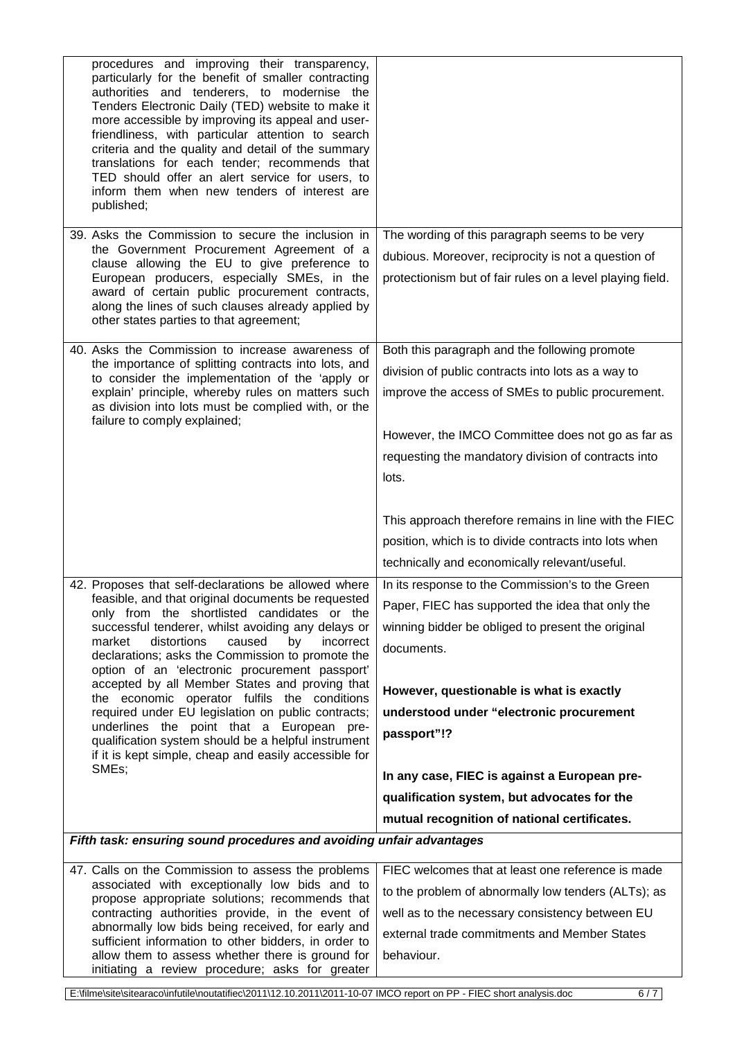| | |
|---|---|
| procedures and improving their transparency, particularly for the benefit of smaller contracting authorities and tenderers, to modernise the Tenders Electronic Daily (TED) website to make it more accessible by improving its appeal and user-friendliness, with particular attention to search criteria and the quality and detail of the summary translations for each tender; recommends that TED should offer an alert service for users, to inform them when new tenders of interest are published; | |
| 39. Asks the Commission to secure the inclusion in the Government Procurement Agreement of a clause allowing the EU to give preference to European producers, especially SMEs, in the award of certain public procurement contracts, along the lines of such clauses already applied by other states parties to that agreement; | The wording of this paragraph seems to be very dubious. Moreover, reciprocity is not a question of protectionism but of fair rules on a level playing field. |
| 40. Asks the Commission to increase awareness of the importance of splitting contracts into lots, and to consider the implementation of the 'apply or explain' principle, whereby rules on matters such as division into lots must be complied with, or the failure to comply explained; | Both this paragraph and the following promote division of public contracts into lots as a way to improve the access of SMEs to public procurement.<br><br>However, the IMCO Committee does not go as far as requesting the mandatory division of contracts into lots.<br><br>This approach therefore remains in line with the FIEC position, which is to divide contracts into lots when technically and economically relevant/useful. |
| 42. Proposes that self-declarations be allowed where feasible, and that original documents be requested only from the shortlisted candidates or the successful tenderer, whilst avoiding any delays or market distortions caused by incorrect declarations; asks the Commission to promote the option of an 'electronic procurement passport' accepted by all Member States and proving that the economic operator fulfils the conditions required under EU legislation on public contracts; underlines the point that a European pre-qualification system should be a helpful instrument if it is kept simple, cheap and easily accessible for SMEs; | In its response to the Commission's to the Green Paper, FIEC has supported the idea that only the winning bidder be obliged to present the original documents.<br><br>**However, questionable is what is exactly understood under "electronic procurement passport"!?**<br><br>**In any case, FIEC is against a European pre-qualification system, but advocates for the mutual recognition of national certificates.** |
| ***Fifth task: ensuring sound procedures and avoiding unfair advantages*** | |
| 47. Calls on the Commission to assess the problems associated with exceptionally low bids and to propose appropriate solutions; recommends that contracting authorities provide, in the event of abnormally low bids being received, for early and sufficient information to other bidders, in order to allow them to assess whether there is ground for initiating a review procedure; asks for greater | FIEC welcomes that at least one reference is made to the problem of abnormally low tenders (ALTs); as well as to the necessary consistency between EU external trade commitments and Member States behaviour. |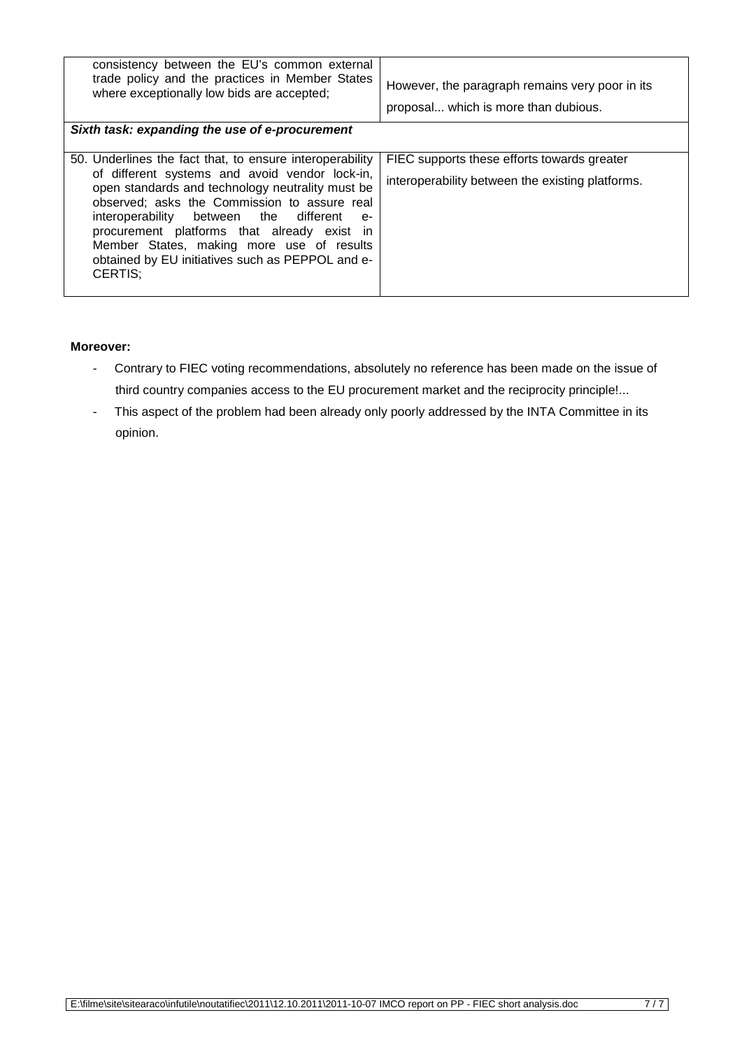| | |
|---|---|
| consistency between the EU's common external trade policy and the practices in Member States where exceptionally low bids are accepted; | However, the paragraph remains very poor in its proposal... which is more than dubious. |
| ***Sixth task: expanding the use of e-procurement*** | |
| 50. Underlines the fact that, to ensure interoperability of different systems and avoid vendor lock-in, open standards and technology neutrality must be observed; asks the Commission to assure real interoperability between the different e-procurement platforms that already exist in Member States, making more use of results obtained by EU initiatives such as PEPPOL and e-CERTIS; | FIEC supports these efforts towards greater interoperability between the existing platforms. |

**Moreover:**

- Contrary to FIEC voting recommendations, absolutely no reference has been made on the issue of third country companies access to the EU procurement market and the reciprocity principle!...
- This aspect of the problem had been already only poorly addressed by the INTA Committee in its opinion.